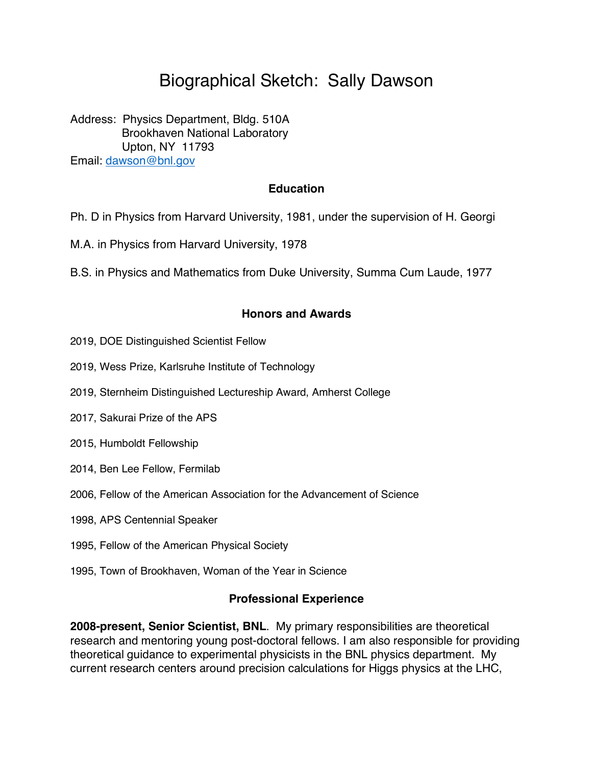# Biographical Sketch: Sally Dawson

Address: Physics Department, Bldg. 510A
Brookhaven National Laboratory
Upton, NY 11793
Email: dawson@bnl.gov

## Education

Ph. D in Physics from Harvard University, 1981, under the supervision of H. Georgi

M.A. in Physics from Harvard University, 1978

B.S. in Physics and Mathematics from Duke University, Summa Cum Laude, 1977

## Honors and Awards

2019, DOE Distinguished Scientist Fellow

2019, Wess Prize, Karlsruhe Institute of Technology

2019, Sternheim Distinguished Lectureship Award, Amherst College

2017, Sakurai Prize of the APS

2015, Humboldt Fellowship

2014, Ben Lee Fellow, Fermilab

2006, Fellow of the American Association for the Advancement of Science

1998, APS Centennial Speaker

1995, Fellow of the American Physical Society

1995, Town of Brookhaven, Woman of the Year in Science

## Professional Experience

**2008-present, Senior Scientist, BNL**. My primary responsibilities are theoretical research and mentoring young post-doctoral fellows. I am also responsible for providing theoretical guidance to experimental physicists in the BNL physics department. My current research centers around precision calculations for Higgs physics at the LHC,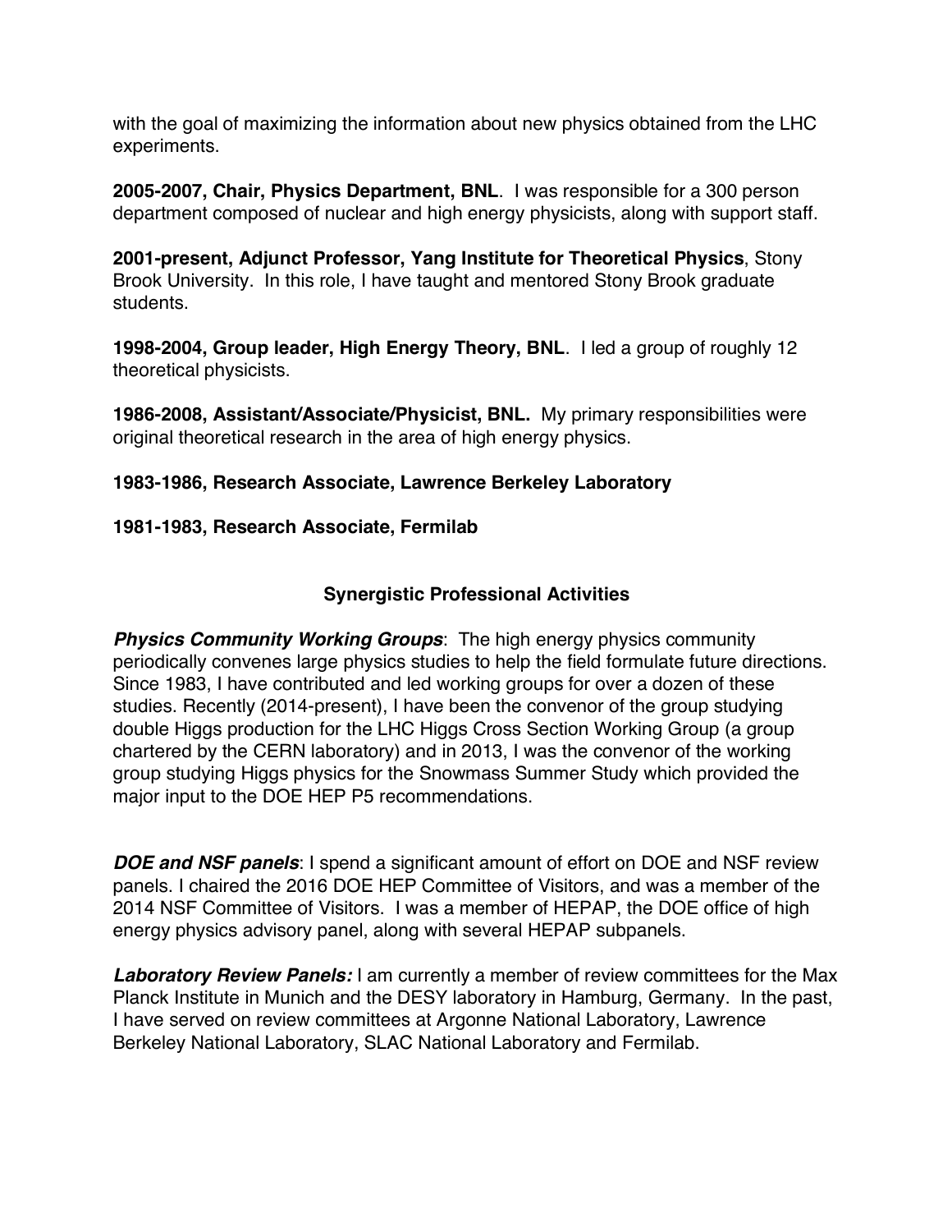with the goal of maximizing the information about new physics obtained from the LHC experiments.

**2005-2007, Chair, Physics Department, BNL**. I was responsible for a 300 person department composed of nuclear and high energy physicists, along with support staff.

**2001-present, Adjunct Professor, Yang Institute for Theoretical Physics**, Stony Brook University. In this role, I have taught and mentored Stony Brook graduate students.

**1998-2004, Group leader, High Energy Theory, BNL**. I led a group of roughly 12 theoretical physicists.

**1986-2008, Assistant/Associate/Physicist, BNL.** My primary responsibilities were original theoretical research in the area of high energy physics.

**1983-1986, Research Associate, Lawrence Berkeley Laboratory**

**1981-1983, Research Associate, Fermilab**

## Synergistic Professional Activities

***Physics Community Working Groups***: The high energy physics community periodically convenes large physics studies to help the field formulate future directions. Since 1983, I have contributed and led working groups for over a dozen of these studies. Recently (2014-present), I have been the convenor of the group studying double Higgs production for the LHC Higgs Cross Section Working Group (a group chartered by the CERN laboratory) and in 2013, I was the convenor of the working group studying Higgs physics for the Snowmass Summer Study which provided the major input to the DOE HEP P5 recommendations.

***DOE and NSF panels***: I spend a significant amount of effort on DOE and NSF review panels. I chaired the 2016 DOE HEP Committee of Visitors, and was a member of the 2014 NSF Committee of Visitors. I was a member of HEPAP, the DOE office of high energy physics advisory panel, along with several HEPAP subpanels.

***Laboratory Review Panels:*** I am currently a member of review committees for the Max Planck Institute in Munich and the DESY laboratory in Hamburg, Germany. In the past, I have served on review committees at Argonne National Laboratory, Lawrence Berkeley National Laboratory, SLAC National Laboratory and Fermilab.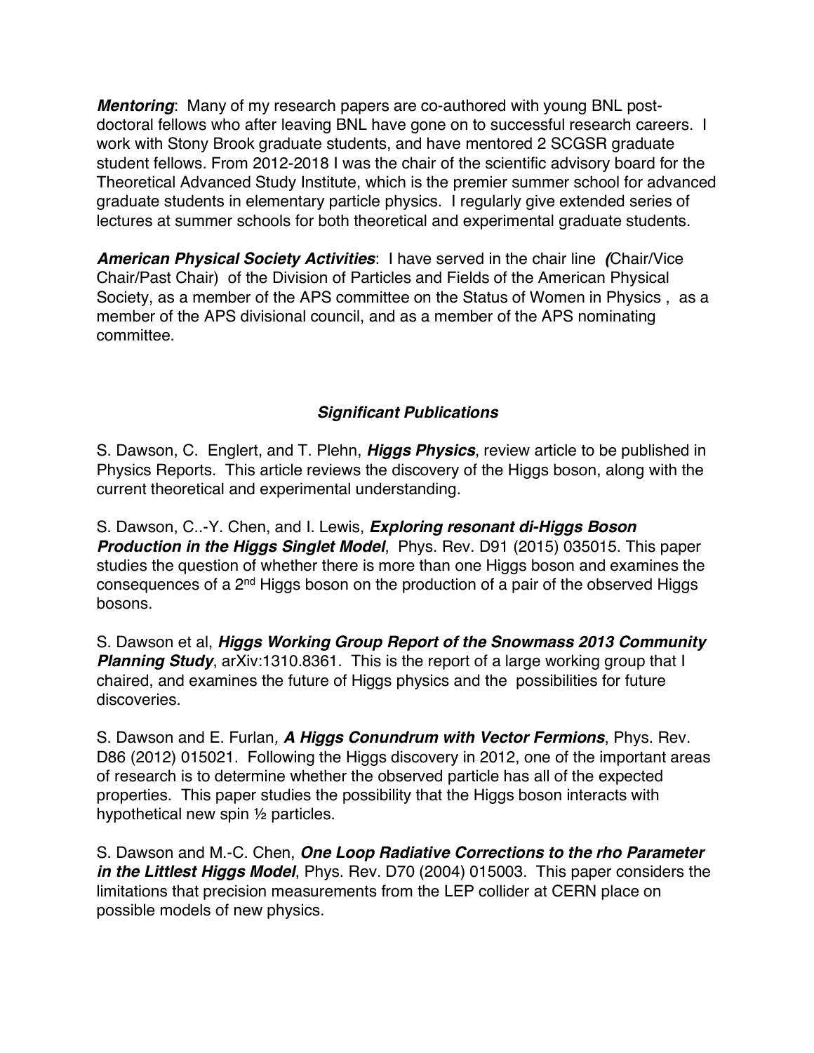***Mentoring***: Many of my research papers are co-authored with young BNL post-doctoral fellows who after leaving BNL have gone on to successful research careers. I work with Stony Brook graduate students, and have mentored 2 SCGSR graduate student fellows. From 2012-2018 I was the chair of the scientific advisory board for the Theoretical Advanced Study Institute, which is the premier summer school for advanced graduate students in elementary particle physics. I regularly give extended series of lectures at summer schools for both theoretical and experimental graduate students.

***American Physical Society Activities***: I have served in the chair line ***(***Chair/Vice Chair/Past Chair) of the Division of Particles and Fields of the American Physical Society, as a member of the APS committee on the Status of Women in Physics , as a member of the APS divisional council, and as a member of the APS nominating committee.

### ***Significant Publications***

S. Dawson, C. Englert, and T. Plehn, ***Higgs Physics***, review article to be published in Physics Reports. This article reviews the discovery of the Higgs boson, along with the current theoretical and experimental understanding.

S. Dawson, C..-Y. Chen, and I. Lewis, ***Exploring resonant di-Higgs Boson Production in the Higgs Singlet Model***, Phys. Rev. D91 (2015) 035015. This paper studies the question of whether there is more than one Higgs boson and examines the consequences of a 2nd Higgs boson on the production of a pair of the observed Higgs bosons.

S. Dawson et al, ***Higgs Working Group Report of the Snowmass 2013 Community Planning Study***, arXiv:1310.8361. This is the report of a large working group that I chaired, and examines the future of Higgs physics and the possibilities for future discoveries.

S. Dawson and E. Furlan, ***A Higgs Conundrum with Vector Fermions***, Phys. Rev. D86 (2012) 015021. Following the Higgs discovery in 2012, one of the important areas of research is to determine whether the observed particle has all of the expected properties. This paper studies the possibility that the Higgs boson interacts with hypothetical new spin ½ particles.

S. Dawson and M.-C. Chen, ***One Loop Radiative Corrections to the rho Parameter in the Littlest Higgs Model***, Phys. Rev. D70 (2004) 015003. This paper considers the limitations that precision measurements from the LEP collider at CERN place on possible models of new physics.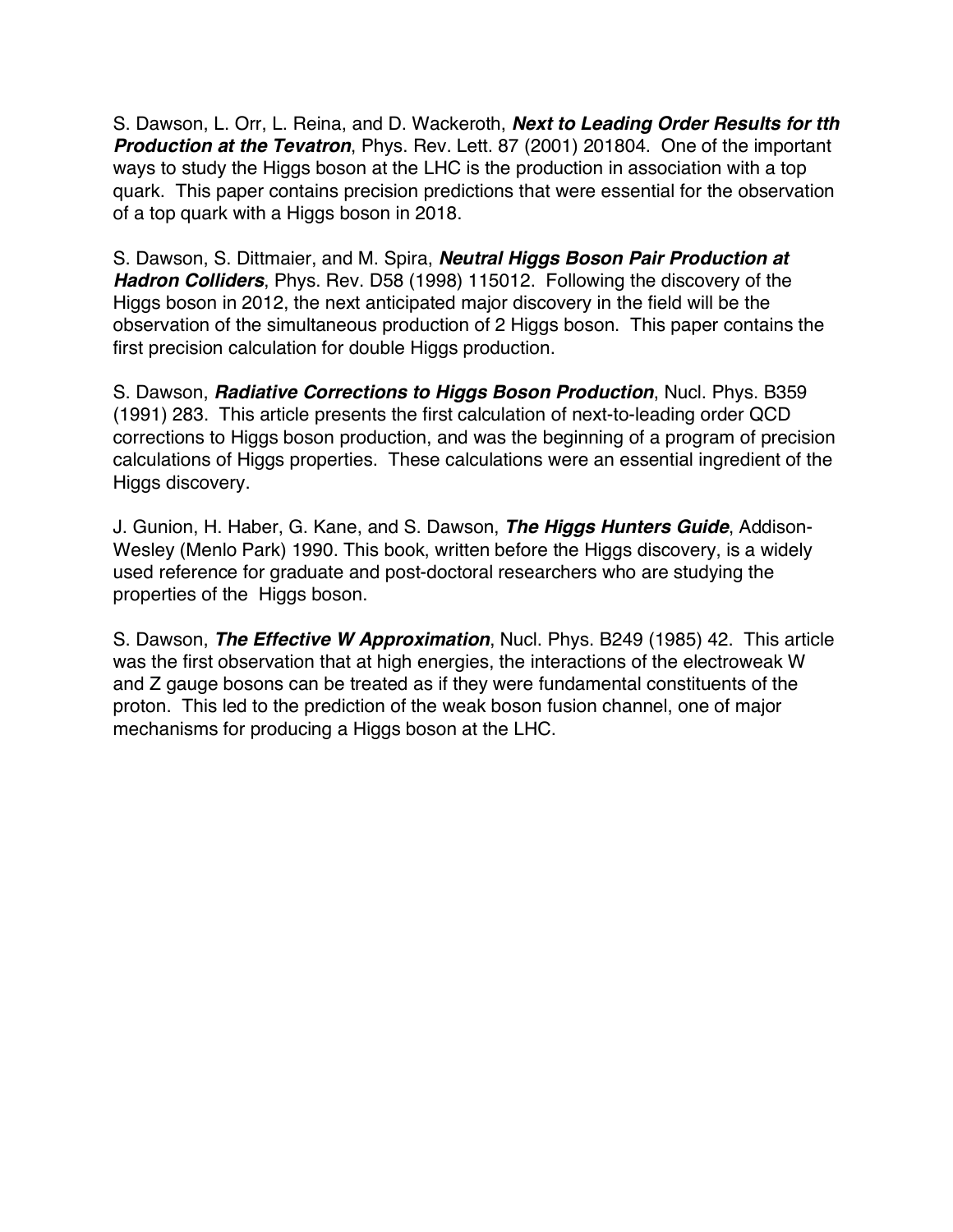S. Dawson, L. Orr, L. Reina, and D. Wackeroth, ***Next to Leading Order Results for tth Production at the Tevatron***, Phys. Rev. Lett. 87 (2001) 201804. One of the important ways to study the Higgs boson at the LHC is the production in association with a top quark. This paper contains precision predictions that were essential for the observation of a top quark with a Higgs boson in 2018.

S. Dawson, S. Dittmaier, and M. Spira, ***Neutral Higgs Boson Pair Production at Hadron Colliders***, Phys. Rev. D58 (1998) 115012. Following the discovery of the Higgs boson in 2012, the next anticipated major discovery in the field will be the observation of the simultaneous production of 2 Higgs boson. This paper contains the first precision calculation for double Higgs production.

S. Dawson, ***Radiative Corrections to Higgs Boson Production***, Nucl. Phys. B359 (1991) 283. This article presents the first calculation of next-to-leading order QCD corrections to Higgs boson production, and was the beginning of a program of precision calculations of Higgs properties. These calculations were an essential ingredient of the Higgs discovery.

J. Gunion, H. Haber, G. Kane, and S. Dawson, ***The Higgs Hunters Guide***, Addison-Wesley (Menlo Park) 1990. This book, written before the Higgs discovery, is a widely used reference for graduate and post-doctoral researchers who are studying the properties of the Higgs boson.

S. Dawson, ***The Effective W Approximation***, Nucl. Phys. B249 (1985) 42. This article was the first observation that at high energies, the interactions of the electroweak W and Z gauge bosons can be treated as if they were fundamental constituents of the proton. This led to the prediction of the weak boson fusion channel, one of major mechanisms for producing a Higgs boson at the LHC.